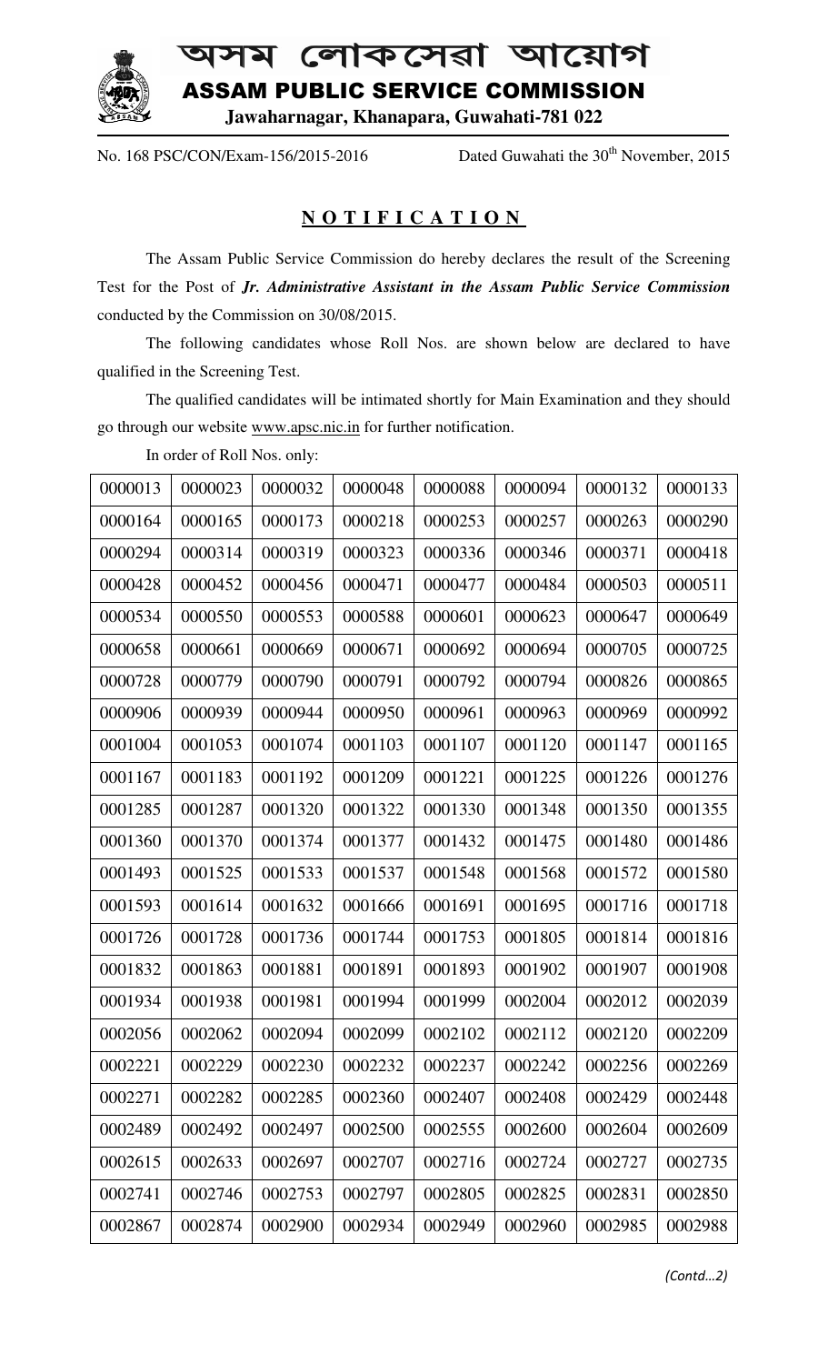# অসম লোকসেৱা আয়োগ

# ASSAM PUBLIC SERVICE COMMISSION

**Jawaharnagar, Khanapara, Guwahati-781 022**

No. 168 PSC/CON/Exam-156/2015-2016 Dated Guwahati the 30th November, 2015

## NOTIFICATION

The Assam Public Service Commission do hereby declares the result of the Screening Test for the Post of ***Jr. Administrative Assistant in the Assam Public Service Commission*** conducted by the Commission on 30/08/2015.

The following candidates whose Roll Nos. are shown below are declared to have qualified in the Screening Test.

The qualified candidates will be intimated shortly for Main Examination and they should go through our website www.apsc.nic.in for further notification.

In order of Roll Nos. only:

| | | | | | | | |
|---|---|---|---|---|---|---|---|
| 0000013 | 0000023 | 0000032 | 0000048 | 0000088 | 0000094 | 0000132 | 0000133 |
| 0000164 | 0000165 | 0000173 | 0000218 | 0000253 | 0000257 | 0000263 | 0000290 |
| 0000294 | 0000314 | 0000319 | 0000323 | 0000336 | 0000346 | 0000371 | 0000418 |
| 0000428 | 0000452 | 0000456 | 0000471 | 0000477 | 0000484 | 0000503 | 0000511 |
| 0000534 | 0000550 | 0000553 | 0000588 | 0000601 | 0000623 | 0000647 | 0000649 |
| 0000658 | 0000661 | 0000669 | 0000671 | 0000692 | 0000694 | 0000705 | 0000725 |
| 0000728 | 0000779 | 0000790 | 0000791 | 0000792 | 0000794 | 0000826 | 0000865 |
| 0000906 | 0000939 | 0000944 | 0000950 | 0000961 | 0000963 | 0000969 | 0000992 |
| 0001004 | 0001053 | 0001074 | 0001103 | 0001107 | 0001120 | 0001147 | 0001165 |
| 0001167 | 0001183 | 0001192 | 0001209 | 0001221 | 0001225 | 0001226 | 0001276 |
| 0001285 | 0001287 | 0001320 | 0001322 | 0001330 | 0001348 | 0001350 | 0001355 |
| 0001360 | 0001370 | 0001374 | 0001377 | 0001432 | 0001475 | 0001480 | 0001486 |
| 0001493 | 0001525 | 0001533 | 0001537 | 0001548 | 0001568 | 0001572 | 0001580 |
| 0001593 | 0001614 | 0001632 | 0001666 | 0001691 | 0001695 | 0001716 | 0001718 |
| 0001726 | 0001728 | 0001736 | 0001744 | 0001753 | 0001805 | 0001814 | 0001816 |
| 0001832 | 0001863 | 0001881 | 0001891 | 0001893 | 0001902 | 0001907 | 0001908 |
| 0001934 | 0001938 | 0001981 | 0001994 | 0001999 | 0002004 | 0002012 | 0002039 |
| 0002056 | 0002062 | 0002094 | 0002099 | 0002102 | 0002112 | 0002120 | 0002209 |
| 0002221 | 0002229 | 0002230 | 0002232 | 0002237 | 0002242 | 0002256 | 0002269 |
| 0002271 | 0002282 | 0002285 | 0002360 | 0002407 | 0002408 | 0002429 | 0002448 |
| 0002489 | 0002492 | 0002497 | 0002500 | 0002555 | 0002600 | 0002604 | 0002609 |
| 0002615 | 0002633 | 0002697 | 0002707 | 0002716 | 0002724 | 0002727 | 0002735 |
| 0002741 | 0002746 | 0002753 | 0002797 | 0002805 | 0002825 | 0002831 | 0002850 |
| 0002867 | 0002874 | 0002900 | 0002934 | 0002949 | 0002960 | 0002985 | 0002988 |

*(Contd…2)*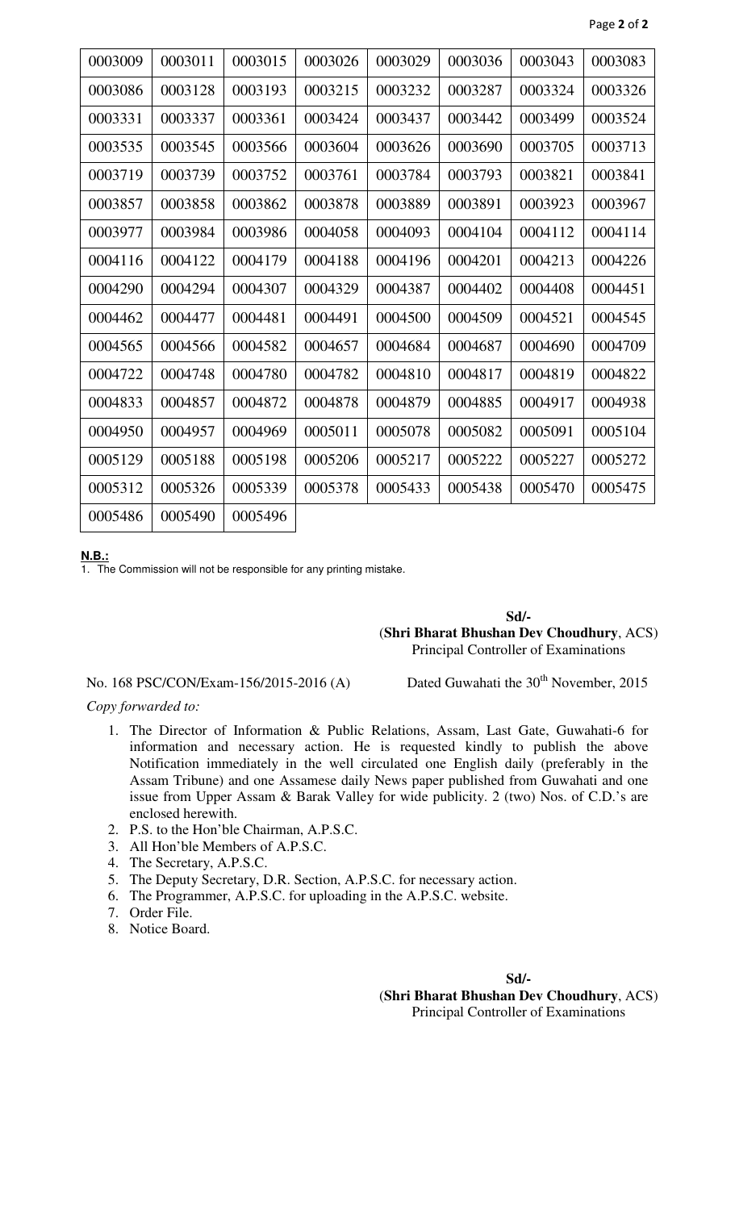| | | | | | | | |
|---|---|---|---|---|---|---|---|
| 0003009 | 0003011 | 0003015 | 0003026 | 0003029 | 0003036 | 0003043 | 0003083 |
| 0003086 | 0003128 | 0003193 | 0003215 | 0003232 | 0003287 | 0003324 | 0003326 |
| 0003331 | 0003337 | 0003361 | 0003424 | 0003437 | 0003442 | 0003499 | 0003524 |
| 0003535 | 0003545 | 0003566 | 0003604 | 0003626 | 0003690 | 0003705 | 0003713 |
| 0003719 | 0003739 | 0003752 | 0003761 | 0003784 | 0003793 | 0003821 | 0003841 |
| 0003857 | 0003858 | 0003862 | 0003878 | 0003889 | 0003891 | 0003923 | 0003967 |
| 0003977 | 0003984 | 0003986 | 0004058 | 0004093 | 0004104 | 0004112 | 0004114 |
| 0004116 | 0004122 | 0004179 | 0004188 | 0004196 | 0004201 | 0004213 | 0004226 |
| 0004290 | 0004294 | 0004307 | 0004329 | 0004387 | 0004402 | 0004408 | 0004451 |
| 0004462 | 0004477 | 0004481 | 0004491 | 0004500 | 0004509 | 0004521 | 0004545 |
| 0004565 | 0004566 | 0004582 | 0004657 | 0004684 | 0004687 | 0004690 | 0004709 |
| 0004722 | 0004748 | 0004780 | 0004782 | 0004810 | 0004817 | 0004819 | 0004822 |
| 0004833 | 0004857 | 0004872 | 0004878 | 0004879 | 0004885 | 0004917 | 0004938 |
| 0004950 | 0004957 | 0004969 | 0005011 | 0005078 | 0005082 | 0005091 | 0005104 |
| 0005129 | 0005188 | 0005198 | 0005206 | 0005217 | 0005222 | 0005227 | 0005272 |
| 0005312 | 0005326 | 0005339 | 0005378 | 0005433 | 0005438 | 0005470 | 0005475 |
| 0005486 | 0005490 | 0005496 | | | | | |

**N.B.:**

1. The Commission will not be responsible for any printing mistake.

**Sd/-**
(**Shri Bharat Bhushan Dev Choudhury**, ACS)
Principal Controller of Examinations

No. 168 PSC/CON/Exam-156/2015-2016 (A)    Dated Guwahati the 30th November, 2015

*Copy forwarded to:*

1. The Director of Information & Public Relations, Assam, Last Gate, Guwahati-6 for information and necessary action. He is requested kindly to publish the above Notification immediately in the well circulated one English daily (preferably in the Assam Tribune) and one Assamese daily News paper published from Guwahati and one issue from Upper Assam & Barak Valley for wide publicity. 2 (two) Nos. of C.D.'s are enclosed herewith.
2. P.S. to the Hon'ble Chairman, A.P.S.C.
3. All Hon'ble Members of A.P.S.C.
4. The Secretary, A.P.S.C.
5. The Deputy Secretary, D.R. Section, A.P.S.C. for necessary action.
6. The Programmer, A.P.S.C. for uploading in the A.P.S.C. website.
7. Order File.
8. Notice Board.

**Sd/-**
(**Shri Bharat Bhushan Dev Choudhury**, ACS)
Principal Controller of Examinations